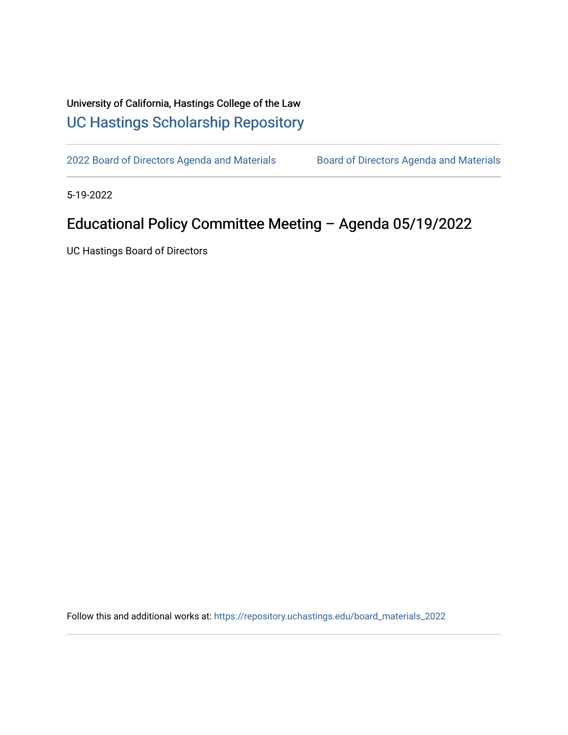University of California, Hastings College of the Law

UC Hastings Scholarship Repository

2022 Board of Directors Agenda and Materials    Board of Directors Agenda and Materials

5-19-2022

# Educational Policy Committee Meeting – Agenda 05/19/2022

UC Hastings Board of Directors

Follow this and additional works at: https://repository.uchastings.edu/board_materials_2022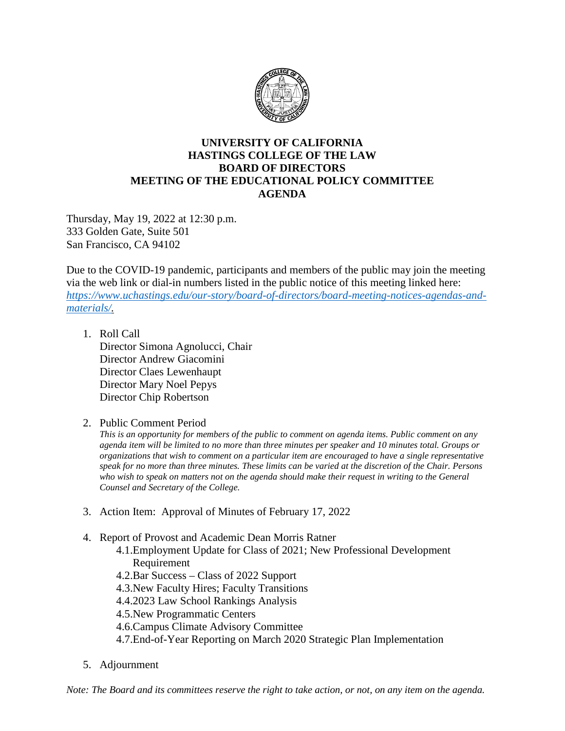**UNIVERSITY OF CALIFORNIA**
**HASTINGS COLLEGE OF THE LAW**
**BOARD OF DIRECTORS**
**MEETING OF THE EDUCATIONAL POLICY COMMITTEE**
**AGENDA**

Thursday, May 19, 2022 at 12:30 p.m.
333 Golden Gate, Suite 501
San Francisco, CA 94102

Due to the COVID-19 pandemic, participants and members of the public may join the meeting via the web link or dial-in numbers listed in the public notice of this meeting linked here: *https://www.uchastings.edu/our-story/board-of-directors/board-meeting-notices-agendas-and-materials/.*

1. Roll Call
   Director Simona Agnolucci, Chair
   Director Andrew Giacomini
   Director Claes Lewenhaupt
   Director Mary Noel Pepys
   Director Chip Robertson

2. Public Comment Period
   *This is an opportunity for members of the public to comment on agenda items. Public comment on any agenda item will be limited to no more than three minutes per speaker and 10 minutes total. Groups or organizations that wish to comment on a particular item are encouraged to have a single representative speak for no more than three minutes. These limits can be varied at the discretion of the Chair. Persons who wish to speak on matters not on the agenda should make their request in writing to the General Counsel and Secretary of the College.*

3. Action Item: Approval of Minutes of February 17, 2022

4. Report of Provost and Academic Dean Morris Ratner
   4.1. Employment Update for Class of 2021; New Professional Development Requirement
   4.2. Bar Success – Class of 2022 Support
   4.3. New Faculty Hires; Faculty Transitions
   4.4. 2023 Law School Rankings Analysis
   4.5. New Programmatic Centers
   4.6. Campus Climate Advisory Committee
   4.7. End-of-Year Reporting on March 2020 Strategic Plan Implementation

5. Adjournment

*Note: The Board and its committees reserve the right to take action, or not, on any item on the agenda.*